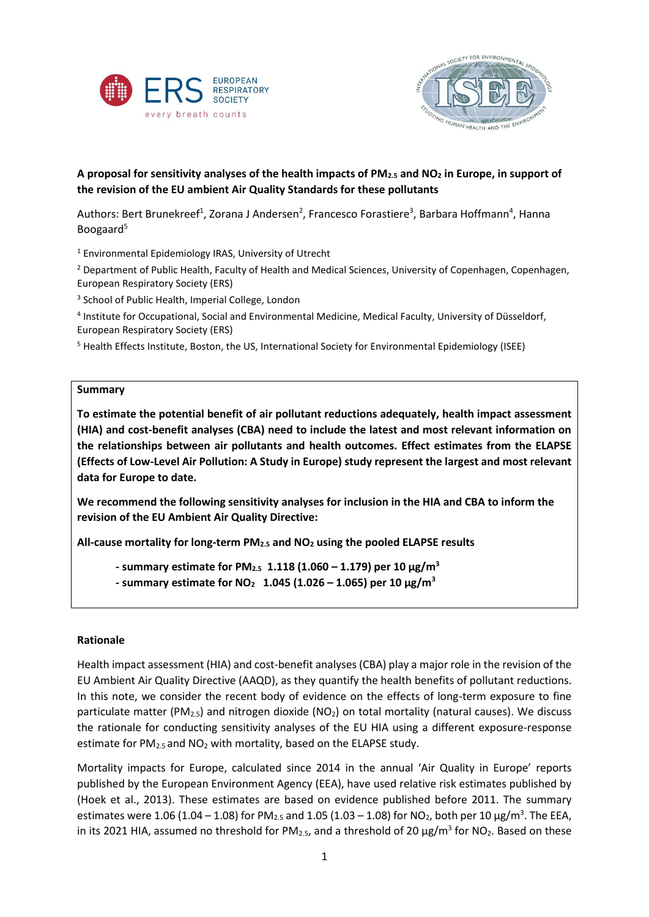**A proposal for sensitivity analyses of the health impacts of $PM_{2.5}$ and $NO_2$ in Europe, in support of the revision of the EU ambient Air Quality Standards for these pollutants**

Authors: Bert Brunekreef[1], Zorana J Andersen[2], Francesco Forastiere[3], Barbara Hoffmann[4], Hanna Boogaard[5]

[1] Environmental Epidemiology IRAS, University of Utrecht

[2] Department of Public Health, Faculty of Health and Medical Sciences, University of Copenhagen, Copenhagen, European Respiratory Society (ERS)

[3] School of Public Health, Imperial College, London

[4] Institute for Occupational, Social and Environmental Medicine, Medical Faculty, University of Düsseldorf, European Respiratory Society (ERS)

[5] Health Effects Institute, Boston, the US, International Society for Environmental Epidemiology (ISEE)

**Summary**

**To estimate the potential benefit of air pollutant reductions adequately, health impact assessment (HIA) and cost-benefit analyses (CBA) need to include the latest and most relevant information on the relationships between air pollutants and health outcomes. Effect estimates from the ELAPSE (Effects of Low-Level Air Pollution: A Study in Europe) study represent the largest and most relevant data for Europe to date.**

**We recommend the following sensitivity analyses for inclusion in the HIA and CBA to inform the revision of the EU Ambient Air Quality Directive:**

**All-cause mortality for long-term $PM_{2.5}$ and $NO_2$ using the pooled ELAPSE results**

- **summary estimate for $PM_{2.5}$ 1.118 (1.060 – 1.179) per 10 μg/m³**
- **summary estimate for $NO_2$ 1.045 (1.026 – 1.065) per 10 μg/m³**

## Rationale

Health impact assessment (HIA) and cost-benefit analyses (CBA) play a major role in the revision of the EU Ambient Air Quality Directive (AAQD), as they quantify the health benefits of pollutant reductions. In this note, we consider the recent body of evidence on the effects of long-term exposure to fine particulate matter ($PM_{2.5}$) and nitrogen dioxide ($NO_2$) on total mortality (natural causes). We discuss the rationale for conducting sensitivity analyses of the EU HIA using a different exposure-response estimate for $PM_{2.5}$ and $NO_2$ with mortality, based on the ELAPSE study.

Mortality impacts for Europe, calculated since 2014 in the annual 'Air Quality in Europe' reports published by the European Environment Agency (EEA), have used relative risk estimates published by (Hoek et al., 2013). These estimates are based on evidence published before 2011. The summary estimates were 1.06 (1.04 – 1.08) for $PM_{2.5}$ and 1.05 (1.03 – 1.08) for $NO_2$, both per 10 μg/m³. The EEA, in its 2021 HIA, assumed no threshold for $PM_{2.5}$, and a threshold of 20 μg/m³ for $NO_2$. Based on these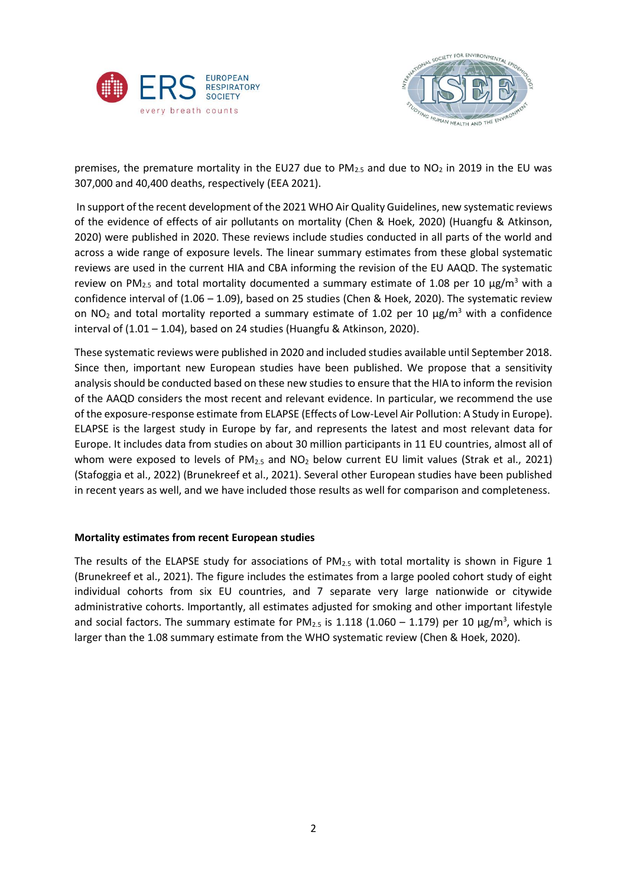premises, the premature mortality in the EU27 due to $PM_{2.5}$ and due to $NO_2$ in 2019 in the EU was 307,000 and 40,400 deaths, respectively (EEA 2021).

In support of the recent development of the 2021 WHO Air Quality Guidelines, new systematic reviews of the evidence of effects of air pollutants on mortality (Chen & Hoek, 2020) (Huangfu & Atkinson, 2020) were published in 2020. These reviews include studies conducted in all parts of the world and across a wide range of exposure levels. The linear summary estimates from these global systematic reviews are used in the current HIA and CBA informing the revision of the EU AAQD. The systematic review on $PM_{2.5}$ and total mortality documented a summary estimate of 1.08 per 10 µg/m$^3$ with a confidence interval of (1.06 – 1.09), based on 25 studies (Chen & Hoek, 2020). The systematic review on $NO_2$ and total mortality reported a summary estimate of 1.02 per 10 µg/m$^3$ with a confidence interval of (1.01 – 1.04), based on 24 studies (Huangfu & Atkinson, 2020).

These systematic reviews were published in 2020 and included studies available until September 2018. Since then, important new European studies have been published. We propose that a sensitivity analysis should be conducted based on these new studies to ensure that the HIA to inform the revision of the AAQD considers the most recent and relevant evidence. In particular, we recommend the use of the exposure-response estimate from ELAPSE (Effects of Low-Level Air Pollution: A Study in Europe). ELAPSE is the largest study in Europe by far, and represents the latest and most relevant data for Europe. It includes data from studies on about 30 million participants in 11 EU countries, almost all of whom were exposed to levels of $PM_{2.5}$ and $NO_2$ below current EU limit values (Strak et al., 2021) (Stafoggia et al., 2022) (Brunekreef et al., 2021). Several other European studies have been published in recent years as well, and we have included those results as well for comparison and completeness.

**Mortality estimates from recent European studies**

The results of the ELAPSE study for associations of $PM_{2.5}$ with total mortality is shown in Figure 1 (Brunekreef et al., 2021). The figure includes the estimates from a large pooled cohort study of eight individual cohorts from six EU countries, and 7 separate very large nationwide or citywide administrative cohorts. Importantly, all estimates adjusted for smoking and other important lifestyle and social factors. The summary estimate for $PM_{2.5}$ is 1.118 (1.060 – 1.179) per 10 µg/m$^3$, which is larger than the 1.08 summary estimate from the WHO systematic review (Chen & Hoek, 2020).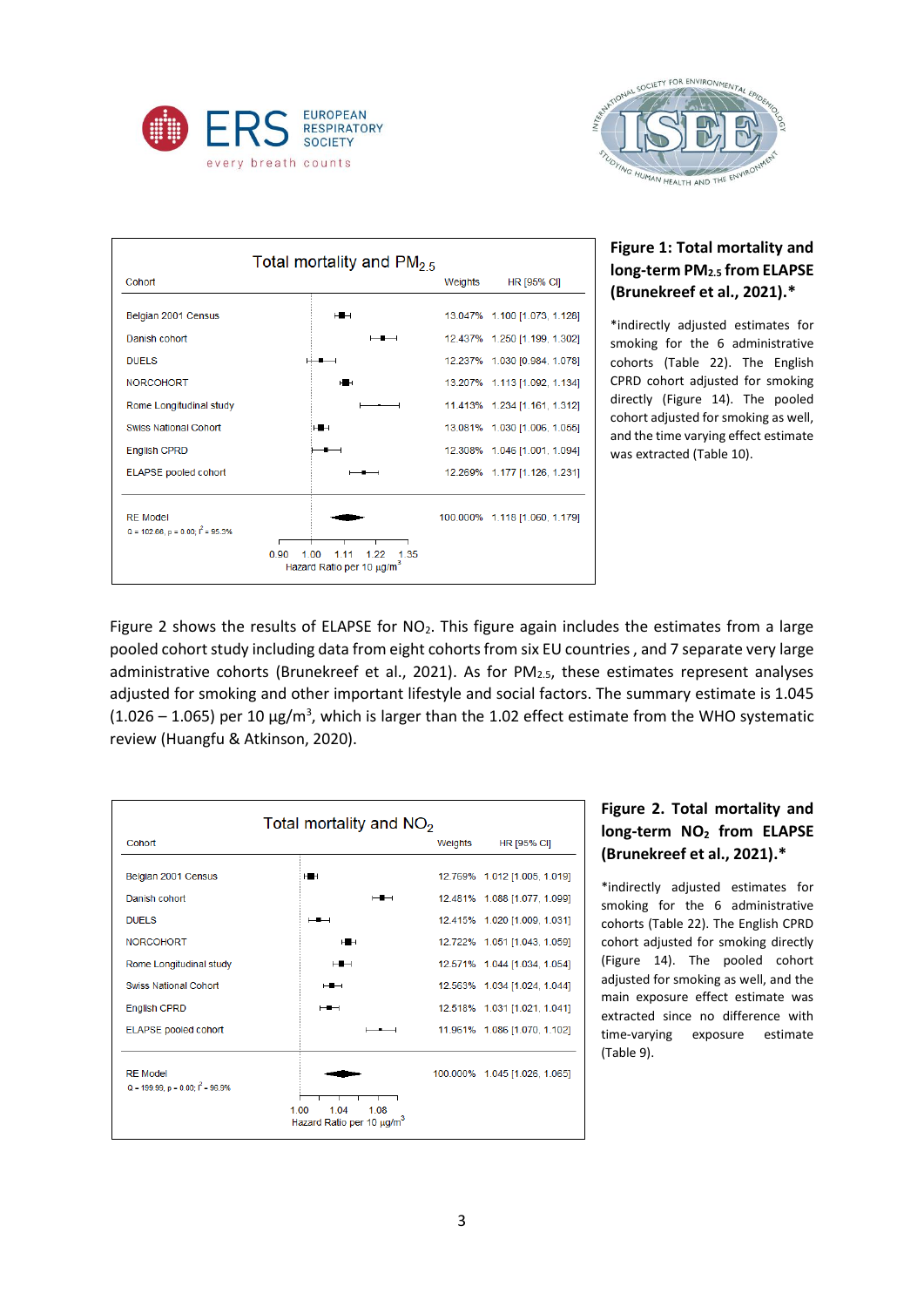**Total mortality and $PM_{2.5}$**

| Cohort | Weights | HR [95% CI] |
|---|---|---|
| Belgian 2001 Census | 13.047% | 1.100 [1.073, 1.126] |
| Danish cohort | 12.437% | 1.250 [1.199, 1.302] |
| DUELS | 12.237% | 1.030 [0.984, 1.078] |
| NORCOHORT | 13.207% | 1.113 [1.092, 1.134] |
| Rome Longitudinal study | 11.413% | 1.234 [1.161, 1.312] |
| Swiss National Cohort | 13.081% | 1.030 [1.006, 1.055] |
| English CPRD | 12.308% | 1.046 [1.001, 1.094] |
| ELAPSE pooled cohort | 12.269% | 1.177 [1.126, 1.231] |
| RE Model | 100.000% | 1.118 [1.060, 1.179] |

Q = 102.66, p = 0.00; $I^2$ = 95.3%

Hazard Ratio per 10 µg/m³

**Figure 1: Total mortality and long-term $PM_{2.5}$ from ELAPSE (Brunekreef et al., 2021).***

*indirectly adjusted estimates for smoking for the 6 administrative cohorts (Table 22). The English CPRD cohort adjusted for smoking directly (Figure 14). The pooled cohort adjusted for smoking as well, and the time varying effect estimate was extracted (Table 10).

Figure 2 shows the results of ELAPSE for $NO_2$. This figure again includes the estimates from a large pooled cohort study including data from eight cohorts from six EU countries , and 7 separate very large administrative cohorts (Brunekreef et al., 2021). As for $PM_{2.5}$, these estimates represent analyses adjusted for smoking and other important lifestyle and social factors. The summary estimate is 1.045 (1.026 – 1.065) per 10 µg/m³, which is larger than the 1.02 effect estimate from the WHO systematic review (Huangfu & Atkinson, 2020).

**Total mortality and $NO_2$**

| Cohort | Weights | HR [95% CI] |
|---|---|---|
| Belgian 2001 Census | 12.769% | 1.012 [1.005, 1.019] |
| Danish cohort | 12.481% | 1.088 [1.077, 1.099] |
| DUELS | 12.415% | 1.020 [1.009, 1.031] |
| NORCOHORT | 12.722% | 1.051 [1.043, 1.059] |
| Rome Longitudinal study | 12.571% | 1.044 [1.034, 1.054] |
| Swiss National Cohort | 12.563% | 1.034 [1.024, 1.044] |
| English CPRD | 12.518% | 1.031 [1.021, 1.041] |
| ELAPSE pooled cohort | 11.961% | 1.086 [1.070, 1.102] |
| RE Model | 100.000% | 1.045 [1.026, 1.065] |

Q = 199.99, p = 0.00; $I^2$ = 96.9%

Hazard Ratio per 10 µg/m³

**Figure 2. Total mortality and long-term $NO_2$ from ELAPSE (Brunekreef et al., 2021).***

*indirectly adjusted estimates for smoking for the 6 administrative cohorts (Table 22). The English CPRD cohort adjusted for smoking directly (Figure 14). The pooled cohort adjusted for smoking as well, and the main exposure effect estimate was extracted since no difference with time-varying exposure estimate (Table 9).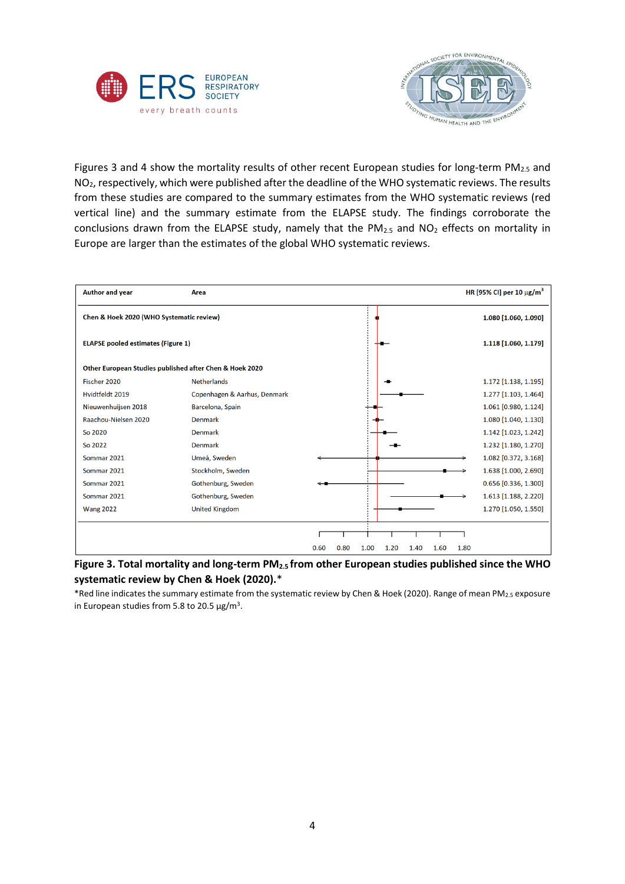Figures 3 and 4 show the mortality results of other recent European studies for long-term $PM_{2.5}$ and $NO_2$, respectively, which were published after the deadline of the WHO systematic reviews. The results from these studies are compared to the summary estimates from the WHO systematic reviews (red vertical line) and the summary estimate from the ELAPSE study. The findings corroborate the conclusions drawn from the ELAPSE study, namely that the $PM_{2.5}$ and $NO_2$ effects on mortality in Europe are larger than the estimates of the global WHO systematic reviews.

| Author and year | Area | HR [95% CI] per 10 μg/m³ |
|---|---|---|
| **Chen & Hoek 2020 (WHO Systematic review)** | | **1.080 [1.060, 1.090]** |
| **ELAPSE pooled estimates (Figure 1)** | | **1.118 [1.060, 1.179]** |
| **Other European Studies published after Chen & Hoek 2020** | | |
| Fischer 2020 | Netherlands | 1.172 [1.138, 1.195] |
| Hvidtfeldt 2019 | Copenhagen & Aarhus, Denmark | 1.277 [1.103, 1.464] |
| Nieuwenhuijsen 2018 | Barcelona, Spain | 1.061 [0.980, 1.124] |
| Raachou-Nielsen 2020 | Denmark | 1.080 [1.040, 1.130] |
| So 2020 | Denmark | 1.142 [1.023, 1.242] |
| So 2022 | Denmark | 1.232 [1.180, 1.270] |
| Sommar 2021 | Umeå, Sweden | 1.082 [0.372, 3.168] |
| Sommar 2021 | Stockholm, Sweden | 1.638 [1.000, 2.690] |
| Sommar 2021 | Gothenburg, Sweden | 0.656 [0.336, 1.300] |
| Sommar 2021 | Gothenburg, Sweden | 1.613 [1.188, 2.220] |
| Wang 2022 | United Kingdom | 1.270 [1.050, 1.550] |

**Figure 3. Total mortality and long-term $PM_{2.5}$ from other European studies published since the WHO systematic review by Chen & Hoek (2020).***

*Red line indicates the summary estimate from the systematic review by Chen & Hoek (2020). Range of mean $PM_{2.5}$ exposure in European studies from 5.8 to 20.5 μg/m³.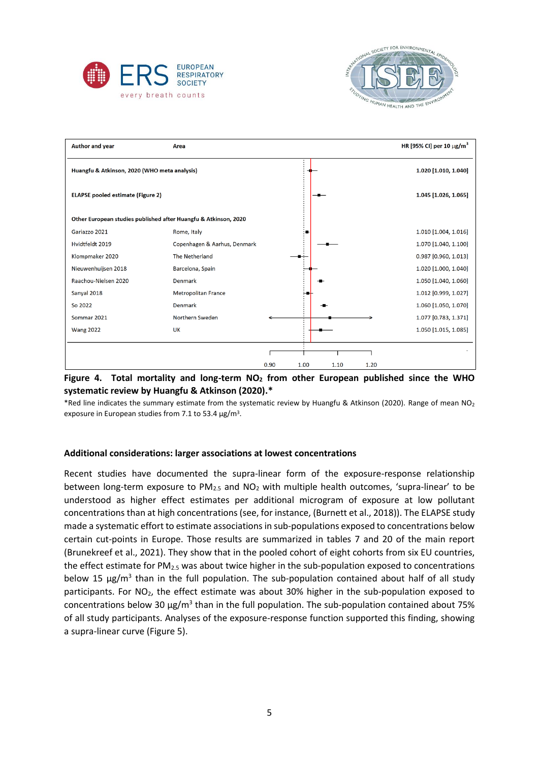| Author and year | Area | HR [95% CI] per 10 μg/m³ |
|---|---|---|
| **Huangfu & Atkinson, 2020 (WHO meta analysis)** | | **1.020 [1.010, 1.040]** |
| **ELAPSE pooled estimate (Figure 2)** | | **1.045 [1.026, 1.065]** |
| **Other European studies published after Huangfu & Atkinson, 2020** | | |
| Gariazzo 2021 | Rome, Italy | 1.010 [1.004, 1.016] |
| Hvidtfeldt 2019 | Copenhagen & Aarhus, Denmark | 1.070 [1.040, 1.100] |
| Klompmaker 2020 | The Netherland | 0.987 [0.960, 1.013] |
| Nieuwenhuijsen 2018 | Barcelona, Spain | 1.020 [1.000, 1.040] |
| Raachou-Nielsen 2020 | Denmark | 1.050 [1.040, 1.060] |
| Sanyal 2018 | Metropolitan France | 1.012 [0.999, 1.027] |
| So 2022 | Denmark | 1.060 [1.050, 1.070] |
| Sommar 2021 | Northern Sweden | 1.077 [0.783, 1.371] |
| Wang 2022 | UK | 1.050 [1.015, 1.085] |

**Figure 4. Total mortality and long-term $NO_2$ from other European published since the WHO systematic review by Huangfu & Atkinson (2020).***

*Red line indicates the summary estimate from the systematic review by Huangfu & Atkinson (2020). Range of mean $NO_2$ exposure in European studies from 7.1 to 53.4 μg/m³.

### Additional considerations: larger associations at lowest concentrations

Recent studies have documented the supra-linear form of the exposure-response relationship between long-term exposure to $PM_{2.5}$ and $NO_2$ with multiple health outcomes, 'supra-linear' to be understood as higher effect estimates per additional microgram of exposure at low pollutant concentrations than at high concentrations (see, for instance, (Burnett et al., 2018)). The ELAPSE study made a systematic effort to estimate associations in sub-populations exposed to concentrations below certain cut-points in Europe. Those results are summarized in tables 7 and 20 of the main report (Brunekreef et al., 2021). They show that in the pooled cohort of eight cohorts from six EU countries, the effect estimate for $PM_{2.5}$ was about twice higher in the sub-population exposed to concentrations below 15 μg/m³ than in the full population. The sub-population contained about half of all study participants. For $NO_2$, the effect estimate was about 30% higher in the sub-population exposed to concentrations below 30 μg/m³ than in the full population. The sub-population contained about 75% of all study participants. Analyses of the exposure-response function supported this finding, showing a supra-linear curve (Figure 5).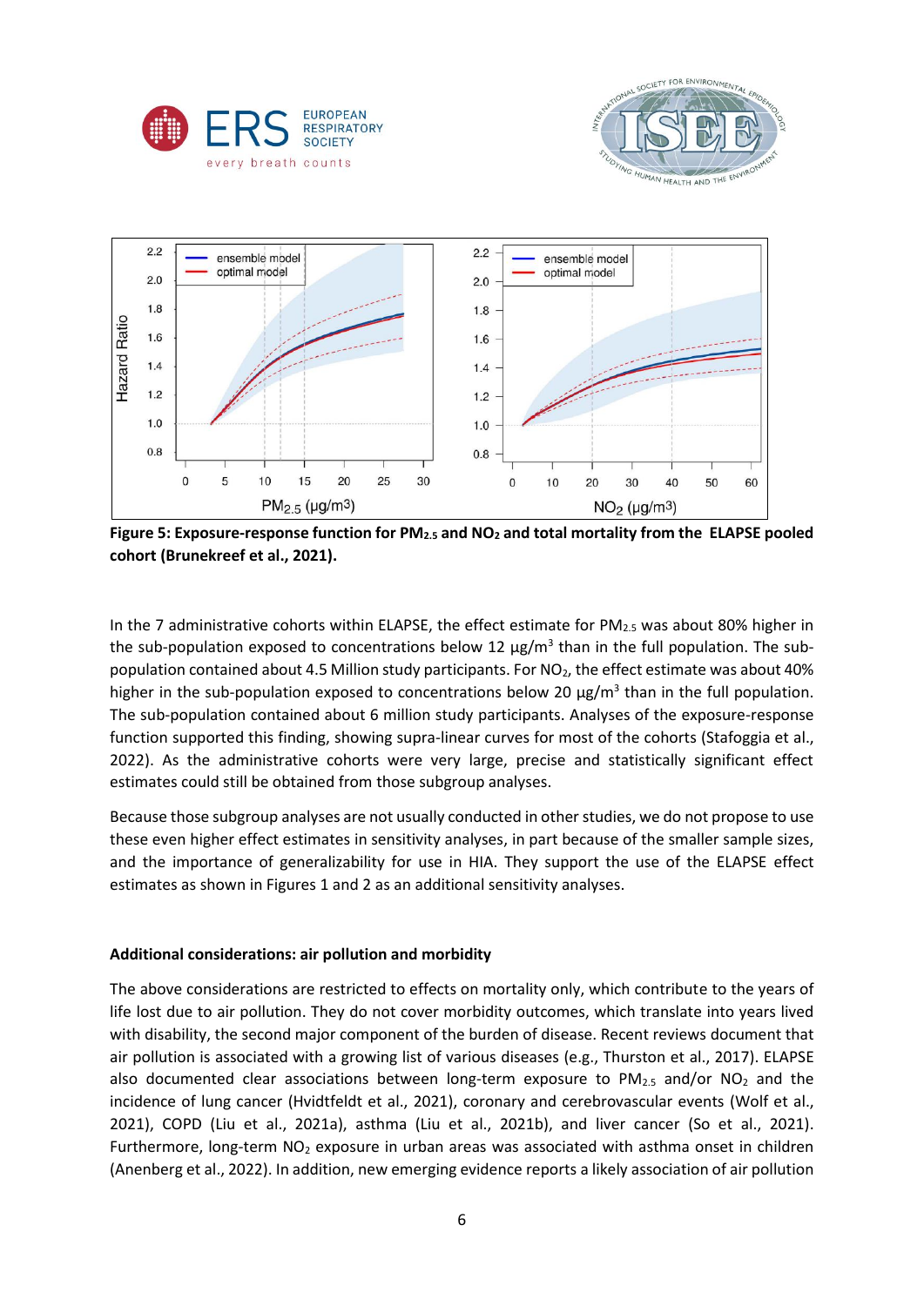**Figure 5: Exposure-response function for $PM_{2.5}$ and $NO_2$ and total mortality from the ELAPSE pooled cohort (Brunekreef et al., 2021).**

In the 7 administrative cohorts within ELAPSE, the effect estimate for $PM_{2.5}$ was about 80% higher in the sub-population exposed to concentrations below 12 μg/m$^3$ than in the full population. The sub-population contained about 4.5 Million study participants. For $NO_2$, the effect estimate was about 40% higher in the sub-population exposed to concentrations below 20 μg/m$^3$ than in the full population. The sub-population contained about 6 million study participants. Analyses of the exposure-response function supported this finding, showing supra-linear curves for most of the cohorts (Stafoggia et al., 2022). As the administrative cohorts were very large, precise and statistically significant effect estimates could still be obtained from those subgroup analyses.

Because those subgroup analyses are not usually conducted in other studies, we do not propose to use these even higher effect estimates in sensitivity analyses, in part because of the smaller sample sizes, and the importance of generalizability for use in HIA. They support the use of the ELAPSE effect estimates as shown in Figures 1 and 2 as an additional sensitivity analyses.

**Additional considerations: air pollution and morbidity**

The above considerations are restricted to effects on mortality only, which contribute to the years of life lost due to air pollution. They do not cover morbidity outcomes, which translate into years lived with disability, the second major component of the burden of disease. Recent reviews document that air pollution is associated with a growing list of various diseases (e.g., Thurston et al., 2017). ELAPSE also documented clear associations between long-term exposure to $PM_{2.5}$ and/or $NO_2$ and the incidence of lung cancer (Hvidtfeldt et al., 2021), coronary and cerebrovascular events (Wolf et al., 2021), COPD (Liu et al., 2021a), asthma (Liu et al., 2021b), and liver cancer (So et al., 2021). Furthermore, long-term $NO_2$ exposure in urban areas was associated with asthma onset in children (Anenberg et al., 2022). In addition, new emerging evidence reports a likely association of air pollution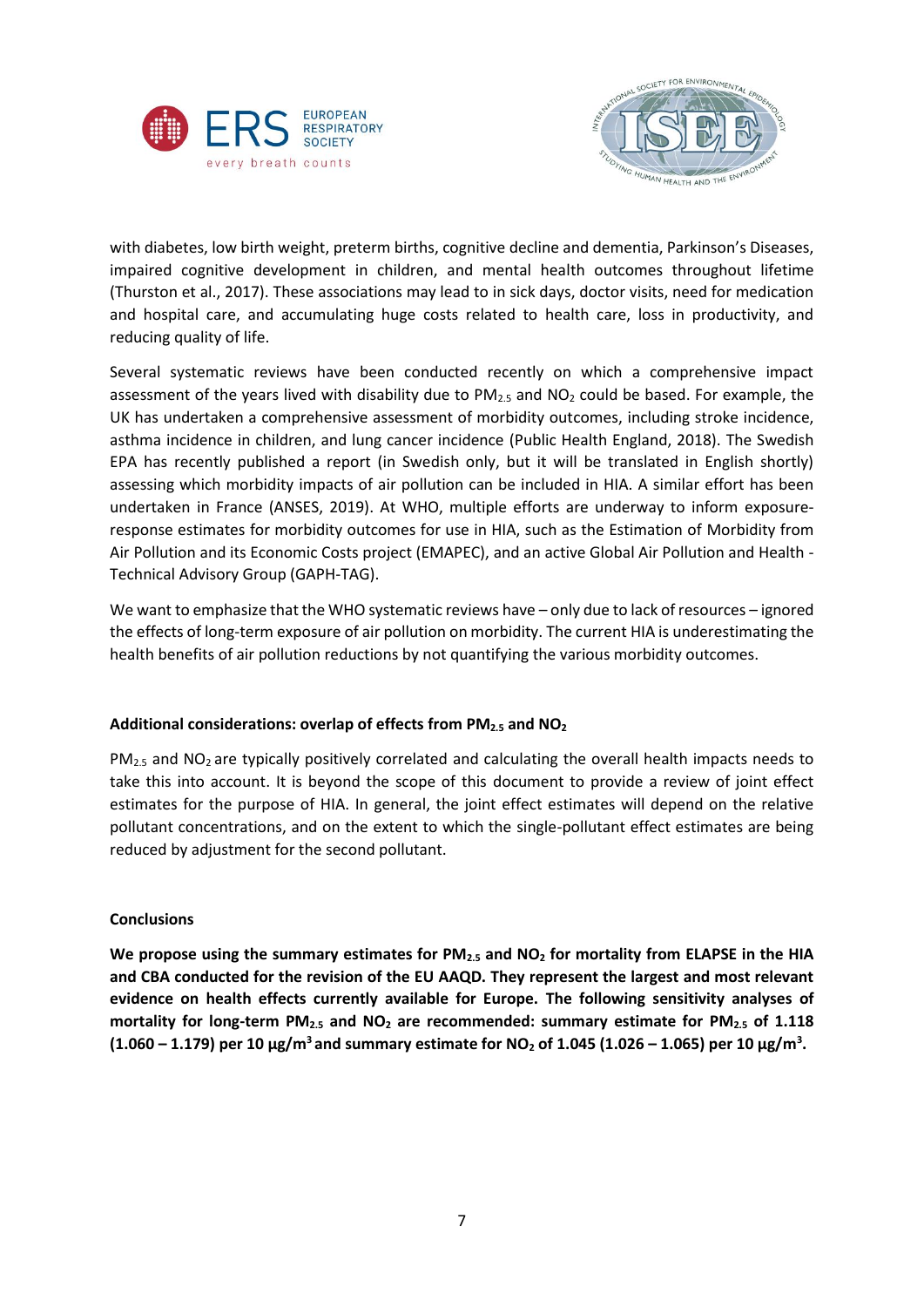with diabetes, low birth weight, preterm births, cognitive decline and dementia, Parkinson's Diseases, impaired cognitive development in children, and mental health outcomes throughout lifetime (Thurston et al., 2017). These associations may lead to in sick days, doctor visits, need for medication and hospital care, and accumulating huge costs related to health care, loss in productivity, and reducing quality of life.

Several systematic reviews have been conducted recently on which a comprehensive impact assessment of the years lived with disability due to $PM_{2.5}$ and $NO_2$ could be based. For example, the UK has undertaken a comprehensive assessment of morbidity outcomes, including stroke incidence, asthma incidence in children, and lung cancer incidence (Public Health England, 2018). The Swedish EPA has recently published a report (in Swedish only, but it will be translated in English shortly) assessing which morbidity impacts of air pollution can be included in HIA. A similar effort has been undertaken in France (ANSES, 2019). At WHO, multiple efforts are underway to inform exposure-response estimates for morbidity outcomes for use in HIA, such as the Estimation of Morbidity from Air Pollution and its Economic Costs project (EMAPEC), and an active Global Air Pollution and Health - Technical Advisory Group (GAPH-TAG).

We want to emphasize that the WHO systematic reviews have – only due to lack of resources – ignored the effects of long-term exposure of air pollution on morbidity. The current HIA is underestimating the health benefits of air pollution reductions by not quantifying the various morbidity outcomes.

### Additional considerations: overlap of effects from $PM_{2.5}$ and $NO_2$

$PM_{2.5}$ and $NO_2$ are typically positively correlated and calculating the overall health impacts needs to take this into account. It is beyond the scope of this document to provide a review of joint effect estimates for the purpose of HIA. In general, the joint effect estimates will depend on the relative pollutant concentrations, and on the extent to which the single-pollutant effect estimates are being reduced by adjustment for the second pollutant.

### Conclusions

**We propose using the summary estimates for $PM_{2.5}$ and $NO_2$ for mortality from ELAPSE in the HIA and CBA conducted for the revision of the EU AAQD. They represent the largest and most relevant evidence on health effects currently available for Europe. The following sensitivity analyses of mortality for long-term $PM_{2.5}$ and $NO_2$ are recommended: summary estimate for $PM_{2.5}$ of 1.118 (1.060 – 1.179) per 10 μg/m$^3$ and summary estimate for $NO_2$ of 1.045 (1.026 – 1.065) per 10 μg/m$^3$.**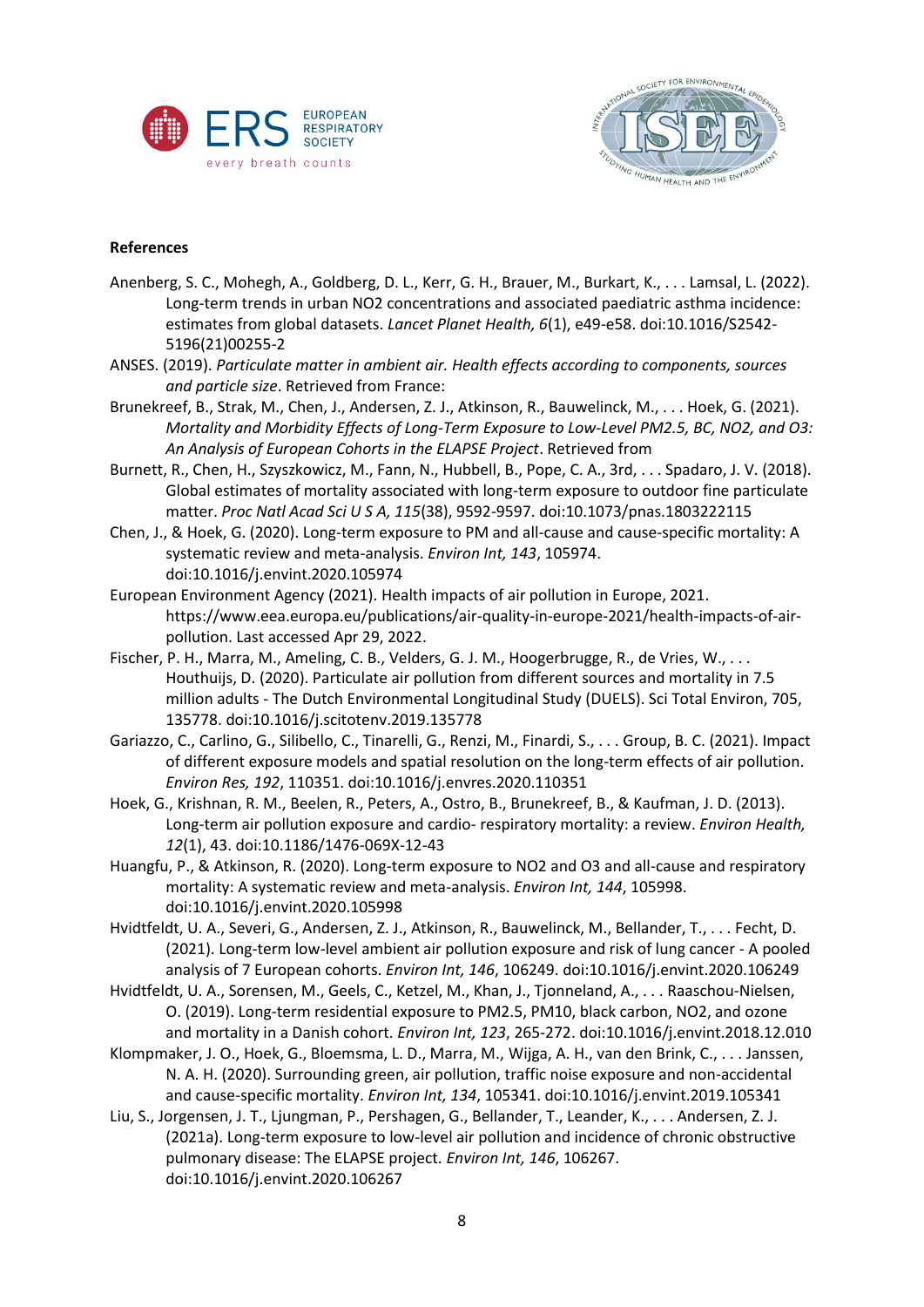**References**

Anenberg, S. C., Mohegh, A., Goldberg, D. L., Kerr, G. H., Brauer, M., Burkart, K., . . . Lamsal, L. (2022). Long-term trends in urban NO2 concentrations and associated paediatric asthma incidence: estimates from global datasets. *Lancet Planet Health, 6*(1), e49-e58. doi:10.1016/S2542-5196(21)00255-2

ANSES. (2019). *Particulate matter in ambient air. Health effects according to components, sources and particle size*. Retrieved from France:

Brunekreef, B., Strak, M., Chen, J., Andersen, Z. J., Atkinson, R., Bauwelinck, M., . . . Hoek, G. (2021). *Mortality and Morbidity Effects of Long-Term Exposure to Low-Level PM2.5, BC, NO2, and O3: An Analysis of European Cohorts in the ELAPSE Project*. Retrieved from

Burnett, R., Chen, H., Szyszkowicz, M., Fann, N., Hubbell, B., Pope, C. A., 3rd, . . . Spadaro, J. V. (2018). Global estimates of mortality associated with long-term exposure to outdoor fine particulate matter. *Proc Natl Acad Sci U S A, 115*(38), 9592-9597. doi:10.1073/pnas.1803222115

Chen, J., & Hoek, G. (2020). Long-term exposure to PM and all-cause and cause-specific mortality: A systematic review and meta-analysis. *Environ Int, 143*, 105974. doi:10.1016/j.envint.2020.105974

European Environment Agency (2021). Health impacts of air pollution in Europe, 2021. https://www.eea.europa.eu/publications/air-quality-in-europe-2021/health-impacts-of-air-pollution. Last accessed Apr 29, 2022.

Fischer, P. H., Marra, M., Ameling, C. B., Velders, G. J. M., Hoogerbrugge, R., de Vries, W., . . . Houthuijs, D. (2020). Particulate air pollution from different sources and mortality in 7.5 million adults - The Dutch Environmental Longitudinal Study (DUELS). Sci Total Environ, 705, 135778. doi:10.1016/j.scitotenv.2019.135778

Gariazzo, C., Carlino, G., Silibello, C., Tinarelli, G., Renzi, M., Finardi, S., . . . Group, B. C. (2021). Impact of different exposure models and spatial resolution on the long-term effects of air pollution. *Environ Res, 192*, 110351. doi:10.1016/j.envres.2020.110351

Hoek, G., Krishnan, R. M., Beelen, R., Peters, A., Ostro, B., Brunekreef, B., & Kaufman, J. D. (2013). Long-term air pollution exposure and cardio- respiratory mortality: a review. *Environ Health, 12*(1), 43. doi:10.1186/1476-069X-12-43

Huangfu, P., & Atkinson, R. (2020). Long-term exposure to NO2 and O3 and all-cause and respiratory mortality: A systematic review and meta-analysis. *Environ Int, 144*, 105998. doi:10.1016/j.envint.2020.105998

Hvidtfeldt, U. A., Severi, G., Andersen, Z. J., Atkinson, R., Bauwelinck, M., Bellander, T., . . . Fecht, D. (2021). Long-term low-level ambient air pollution exposure and risk of lung cancer - A pooled analysis of 7 European cohorts. *Environ Int, 146*, 106249. doi:10.1016/j.envint.2020.106249

Hvidtfeldt, U. A., Sorensen, M., Geels, C., Ketzel, M., Khan, J., Tjonneland, A., . . . Raaschou-Nielsen, O. (2019). Long-term residential exposure to PM2.5, PM10, black carbon, NO2, and ozone and mortality in a Danish cohort. *Environ Int, 123*, 265-272. doi:10.1016/j.envint.2018.12.010

Klompmaker, J. O., Hoek, G., Bloemsma, L. D., Marra, M., Wijga, A. H., van den Brink, C., . . . Janssen, N. A. H. (2020). Surrounding green, air pollution, traffic noise exposure and non-accidental and cause-specific mortality. *Environ Int, 134*, 105341. doi:10.1016/j.envint.2019.105341

Liu, S., Jorgensen, J. T., Ljungman, P., Pershagen, G., Bellander, T., Leander, K., . . . Andersen, Z. J. (2021a). Long-term exposure to low-level air pollution and incidence of chronic obstructive pulmonary disease: The ELAPSE project. *Environ Int, 146*, 106267. doi:10.1016/j.envint.2020.106267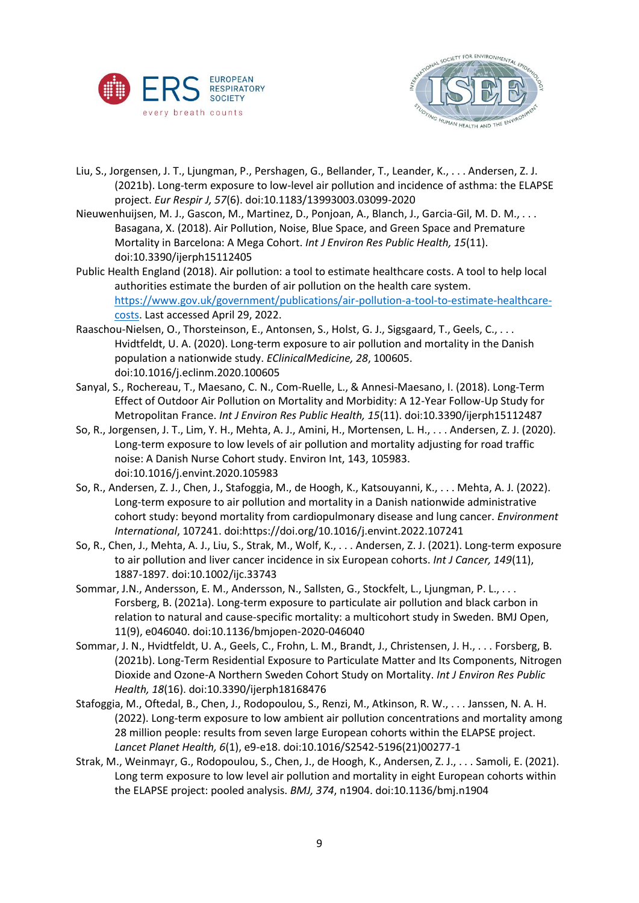Liu, S., Jorgensen, J. T., Ljungman, P., Pershagen, G., Bellander, T., Leander, K., . . . Andersen, Z. J. (2021b). Long-term exposure to low-level air pollution and incidence of asthma: the ELAPSE project. *Eur Respir J, 57*(6). doi:10.1183/13993003.03099-2020

Nieuwenhuijsen, M. J., Gascon, M., Martinez, D., Ponjoan, A., Blanch, J., Garcia-Gil, M. D. M., . . . Basagana, X. (2018). Air Pollution, Noise, Blue Space, and Green Space and Premature Mortality in Barcelona: A Mega Cohort. *Int J Environ Res Public Health, 15*(11). doi:10.3390/ijerph15112405

Public Health England (2018). Air pollution: a tool to estimate healthcare costs. A tool to help local authorities estimate the burden of air pollution on the health care system. https://www.gov.uk/government/publications/air-pollution-a-tool-to-estimate-healthcare-costs. Last accessed April 29, 2022.

Raaschou-Nielsen, O., Thorsteinson, E., Antonsen, S., Holst, G. J., Sigsgaard, T., Geels, C., . . . Hvidtfeldt, U. A. (2020). Long-term exposure to air pollution and mortality in the Danish population a nationwide study. *EClinicalMedicine, 28*, 100605. doi:10.1016/j.eclinm.2020.100605

Sanyal, S., Rochereau, T., Maesano, C. N., Com-Ruelle, L., & Annesi-Maesano, I. (2018). Long-Term Effect of Outdoor Air Pollution on Mortality and Morbidity: A 12-Year Follow-Up Study for Metropolitan France. *Int J Environ Res Public Health, 15*(11). doi:10.3390/ijerph15112487

So, R., Jorgensen, J. T., Lim, Y. H., Mehta, A. J., Amini, H., Mortensen, L. H., . . . Andersen, Z. J. (2020). Long-term exposure to low levels of air pollution and mortality adjusting for road traffic noise: A Danish Nurse Cohort study. Environ Int, 143, 105983. doi:10.1016/j.envint.2020.105983

So, R., Andersen, Z. J., Chen, J., Stafoggia, M., de Hoogh, K., Katsouyanni, K., . . . Mehta, A. J. (2022). Long-term exposure to air pollution and mortality in a Danish nationwide administrative cohort study: beyond mortality from cardiopulmonary disease and lung cancer. *Environment International*, 107241. doi:https://doi.org/10.1016/j.envint.2022.107241

So, R., Chen, J., Mehta, A. J., Liu, S., Strak, M., Wolf, K., . . . Andersen, Z. J. (2021). Long-term exposure to air pollution and liver cancer incidence in six European cohorts. *Int J Cancer, 149*(11), 1887-1897. doi:10.1002/ijc.33743

Sommar, J.N., Andersson, E. M., Andersson, N., Sallsten, G., Stockfelt, L., Ljungman, P. L., . . . Forsberg, B. (2021a). Long-term exposure to particulate air pollution and black carbon in relation to natural and cause-specific mortality: a multicohort study in Sweden. BMJ Open, 11(9), e046040. doi:10.1136/bmjopen-2020-046040

Sommar, J. N., Hvidtfeldt, U. A., Geels, C., Frohn, L. M., Brandt, J., Christensen, J. H., . . . Forsberg, B. (2021b). Long-Term Residential Exposure to Particulate Matter and Its Components, Nitrogen Dioxide and Ozone-A Northern Sweden Cohort Study on Mortality. *Int J Environ Res Public Health, 18*(16). doi:10.3390/ijerph18168476

Stafoggia, M., Oftedal, B., Chen, J., Rodopoulou, S., Renzi, M., Atkinson, R. W., . . . Janssen, N. A. H. (2022). Long-term exposure to low ambient air pollution concentrations and mortality among 28 million people: results from seven large European cohorts within the ELAPSE project. *Lancet Planet Health, 6*(1), e9-e18. doi:10.1016/S2542-5196(21)00277-1

Strak, M., Weinmayr, G., Rodopoulou, S., Chen, J., de Hoogh, K., Andersen, Z. J., . . . Samoli, E. (2021). Long term exposure to low level air pollution and mortality in eight European cohorts within the ELAPSE project: pooled analysis. *BMJ, 374*, n1904. doi:10.1136/bmj.n1904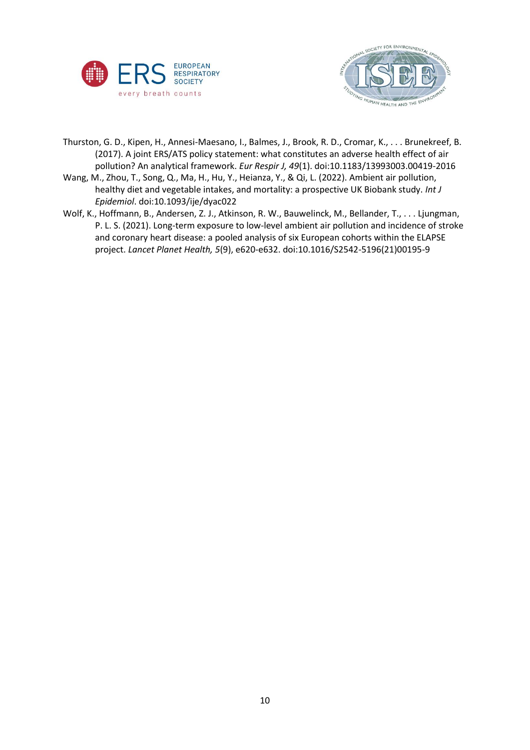Thurston, G. D., Kipen, H., Annesi-Maesano, I., Balmes, J., Brook, R. D., Cromar, K., . . . Brunekreef, B. (2017). A joint ERS/ATS policy statement: what constitutes an adverse health effect of air pollution? An analytical framework. *Eur Respir J, 49*(1). doi:10.1183/13993003.00419-2016

Wang, M., Zhou, T., Song, Q., Ma, H., Hu, Y., Heianza, Y., & Qi, L. (2022). Ambient air pollution, healthy diet and vegetable intakes, and mortality: a prospective UK Biobank study. *Int J Epidemiol*. doi:10.1093/ije/dyac022

Wolf, K., Hoffmann, B., Andersen, Z. J., Atkinson, R. W., Bauwelinck, M., Bellander, T., . . . Ljungman, P. L. S. (2021). Long-term exposure to low-level ambient air pollution and incidence of stroke and coronary heart disease: a pooled analysis of six European cohorts within the ELAPSE project. *Lancet Planet Health, 5*(9), e620-e632. doi:10.1016/S2542-5196(21)00195-9